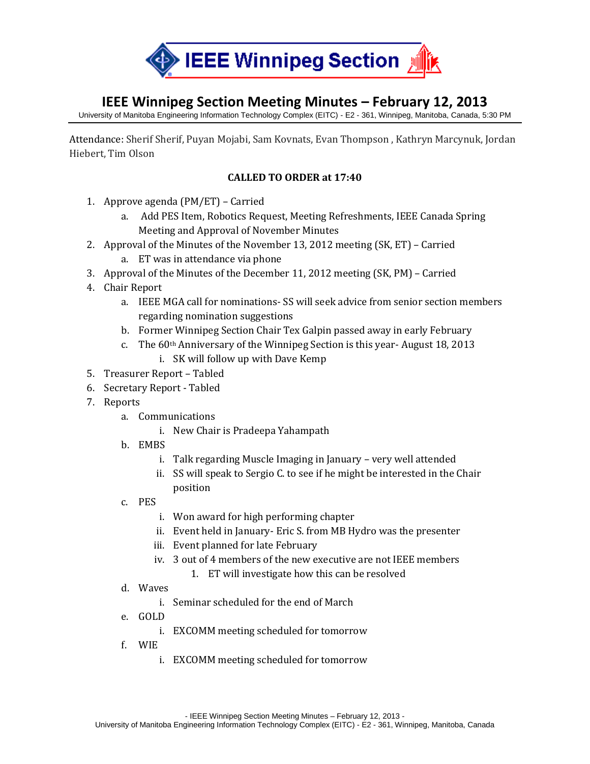IEEE Winnipeg Section

# IEEE Winnipeg Section Meeting Minutes – February 12, 2013

University of Manitoba Engineering Information Technology Complex (EITC) - E2 - 361, Winnipeg, Manitoba, Canada, 5:30 PM

Attendance: Sherif Sherif, Puyan Mojabi, Sam Kovnats, Evan Thompson , Kathryn Marcynuk, Jordan Hiebert, Tim Olson

**CALLED TO ORDER at 17:40**

1. Approve agenda (PM/ET) – Carried
   a. Add PES Item, Robotics Request, Meeting Refreshments, IEEE Canada Spring Meeting and Approval of November Minutes
2. Approval of the Minutes of the November 13, 2012 meeting (SK, ET) – Carried
   a. ET was in attendance via phone
3. Approval of the Minutes of the December 11, 2012 meeting (SK, PM) – Carried
4. Chair Report
   a. IEEE MGA call for nominations- SS will seek advice from senior section members regarding nomination suggestions
   b. Former Winnipeg Section Chair Tex Galpin passed away in early February
   c. The 60th Anniversary of the Winnipeg Section is this year- August 18, 2013
      i. SK will follow up with Dave Kemp
5. Treasurer Report – Tabled
6. Secretary Report - Tabled
7. Reports
   a. Communications
      i. New Chair is Pradeepa Yahampath
   b. EMBS
      i. Talk regarding Muscle Imaging in January – very well attended
      ii. SS will speak to Sergio C. to see if he might be interested in the Chair position
   c. PES
      i. Won award for high performing chapter
      ii. Event held in January- Eric S. from MB Hydro was the presenter
      iii. Event planned for late February
      iv. 3 out of 4 members of the new executive are not IEEE members
         1. ET will investigate how this can be resolved
   d. Waves
      i. Seminar scheduled for the end of March
   e. GOLD
      i. EXCOMM meeting scheduled for tomorrow
   f. WIE
      i. EXCOMM meeting scheduled for tomorrow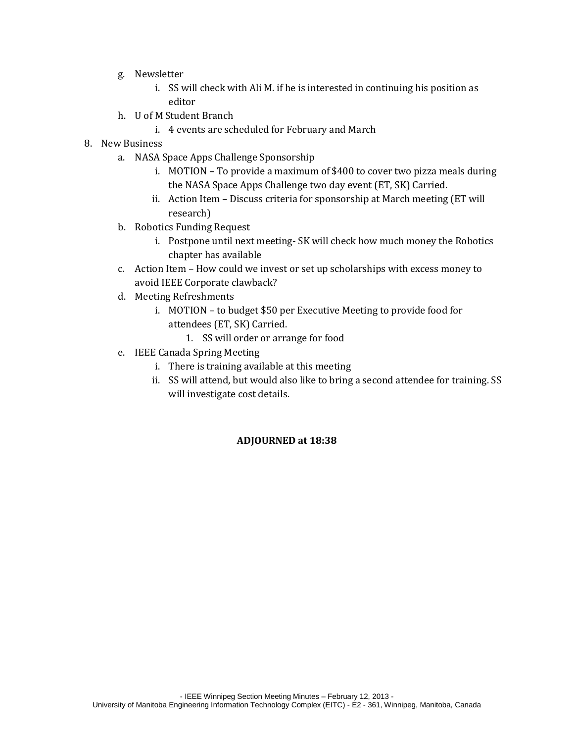g. Newsletter
    i. SS will check with Ali M. if he is interested in continuing his position as editor
h. U of M Student Branch
    i. 4 events are scheduled for February and March

8. New Business
    a. NASA Space Apps Challenge Sponsorship
        i. MOTION – To provide a maximum of $400 to cover two pizza meals during the NASA Space Apps Challenge two day event (ET, SK) Carried.
        ii. Action Item – Discuss criteria for sponsorship at March meeting (ET will research)
    b. Robotics Funding Request
        i. Postpone until next meeting- SK will check how much money the Robotics chapter has available
    c. Action Item – How could we invest or set up scholarships with excess money to avoid IEEE Corporate clawback?
    d. Meeting Refreshments
        i. MOTION – to budget $50 per Executive Meeting to provide food for attendees (ET, SK) Carried.
            1. SS will order or arrange for food
    e. IEEE Canada Spring Meeting
        i. There is training available at this meeting
        ii. SS will attend, but would also like to bring a second attendee for training. SS will investigate cost details.

**ADJOURNED at 18:38**